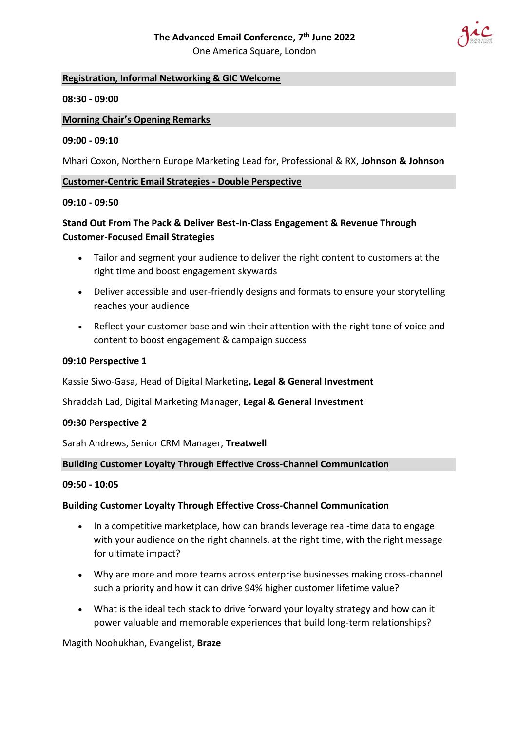# The Advanced Email Conference, 7th June 2022

One America Square, London

## Registration, Informal Networking & GIC Welcome

**08:30 - 09:00**

## Morning Chair's Opening Remarks

**09:00 - 09:10**

Mhari Coxon, Northern Europe Marketing Lead for, Professional & RX, **Johnson & Johnson**

## Customer-Centric Email Strategies - Double Perspective

**09:10 - 09:50**

**Stand Out From The Pack & Deliver Best-In-Class Engagement & Revenue Through Customer-Focused Email Strategies**

- Tailor and segment your audience to deliver the right content to customers at the right time and boost engagement skywards
- Deliver accessible and user-friendly designs and formats to ensure your storytelling reaches your audience
- Reflect your customer base and win their attention with the right tone of voice and content to boost engagement & campaign success

**09:10 Perspective 1**

Kassie Siwo-Gasa, Head of Digital Marketing**, Legal & General Investment**

Shraddah Lad, Digital Marketing Manager, **Legal & General Investment**

**09:30 Perspective 2**

Sarah Andrews, Senior CRM Manager, **Treatwell**

## Building Customer Loyalty Through Effective Cross-Channel Communication

**09:50 - 10:05**

**Building Customer Loyalty Through Effective Cross-Channel Communication**

- In a competitive marketplace, how can brands leverage real-time data to engage with your audience on the right channels, at the right time, with the right message for ultimate impact?
- Why are more and more teams across enterprise businesses making cross-channel such a priority and how it can drive 94% higher customer lifetime value?
- What is the ideal tech stack to drive forward your loyalty strategy and how can it power valuable and memorable experiences that build long-term relationships?

Magith Noohukhan, Evangelist, **Braze**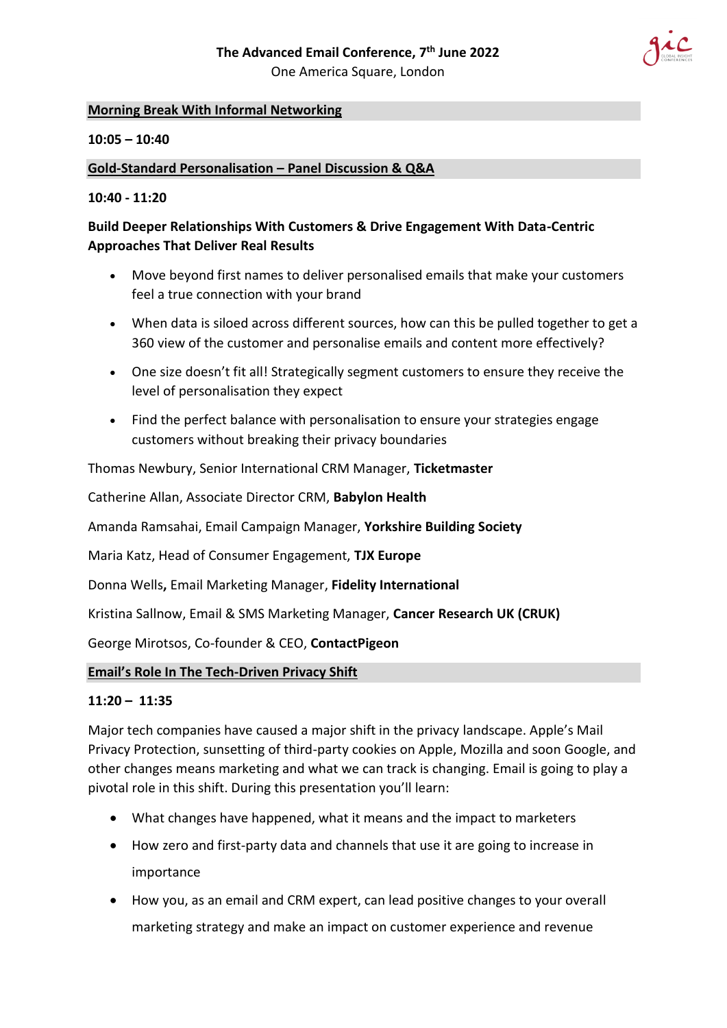## Morning Break With Informal Networking

**10:05 – 10:40**

## Gold-Standard Personalisation – Panel Discussion & Q&A

**10:40 - 11:20**

**Build Deeper Relationships With Customers & Drive Engagement With Data-Centric Approaches That Deliver Real Results**

- Move beyond first names to deliver personalised emails that make your customers feel a true connection with your brand
- When data is siloed across different sources, how can this be pulled together to get a 360 view of the customer and personalise emails and content more effectively?
- One size doesn't fit all! Strategically segment customers to ensure they receive the level of personalisation they expect
- Find the perfect balance with personalisation to ensure your strategies engage customers without breaking their privacy boundaries

Thomas Newbury, Senior International CRM Manager, **Ticketmaster**

Catherine Allan, Associate Director CRM, **Babylon Health**

Amanda Ramsahai, Email Campaign Manager, **Yorkshire Building Society**

Maria Katz, Head of Consumer Engagement, **TJX Europe**

Donna Wells**,** Email Marketing Manager, **Fidelity International**

Kristina Sallnow, Email & SMS Marketing Manager, **Cancer Research UK (CRUK)**

George Mirotsos, Co-founder & CEO, **ContactPigeon**

## Email's Role In The Tech-Driven Privacy Shift

**11:20 – 11:35**

Major tech companies have caused a major shift in the privacy landscape. Apple's Mail Privacy Protection, sunsetting of third-party cookies on Apple, Mozilla and soon Google, and other changes means marketing and what we can track is changing. Email is going to play a pivotal role in this shift. During this presentation you'll learn:

- What changes have happened, what it means and the impact to marketers
- How zero and first-party data and channels that use it are going to increase in importance
- How you, as an email and CRM expert, can lead positive changes to your overall marketing strategy and make an impact on customer experience and revenue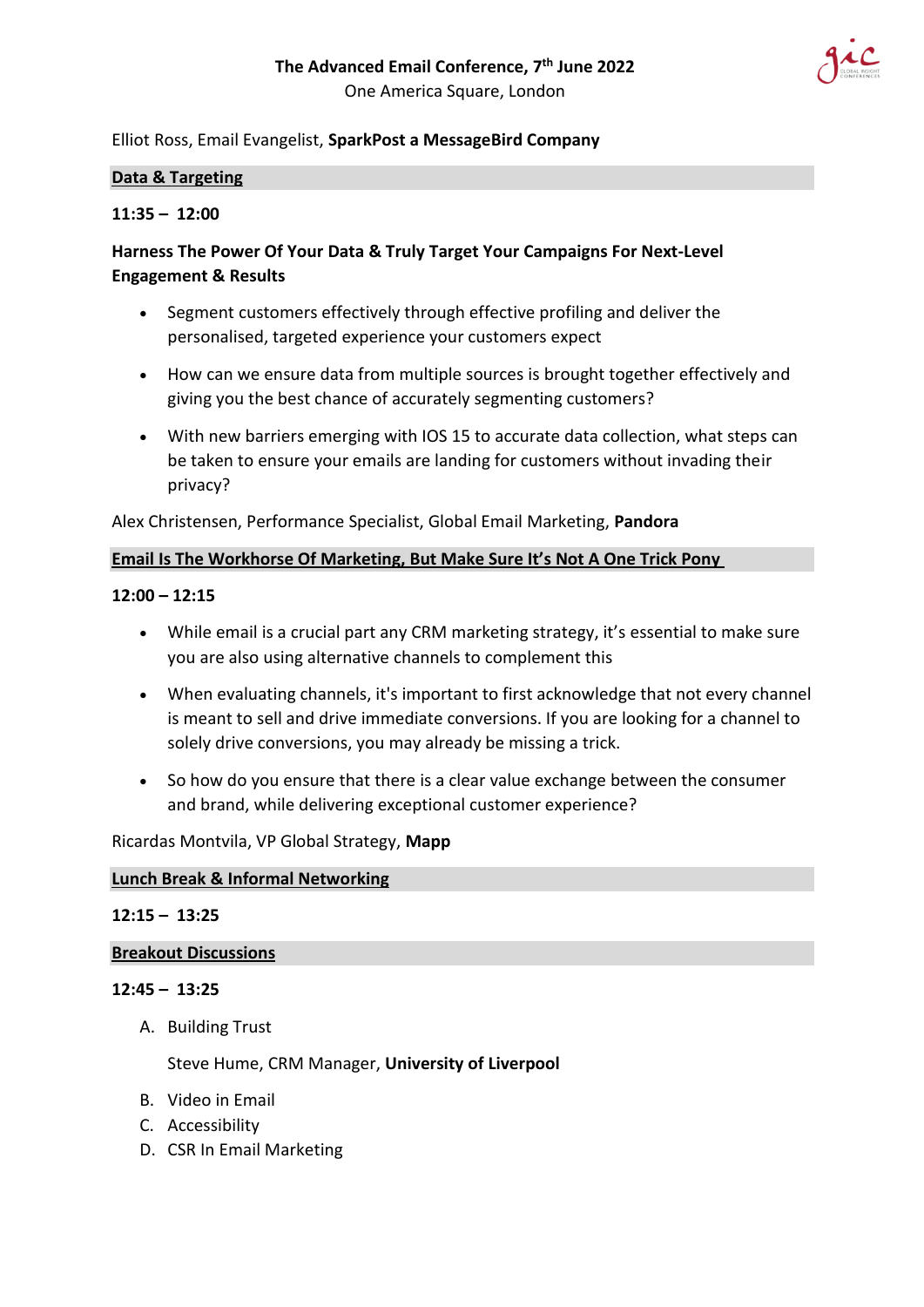Elliot Ross, Email Evangelist, **SparkPost a MessageBird Company**

## Data & Targeting

**11:35 – 12:00**

**Harness The Power Of Your Data & Truly Target Your Campaigns For Next-Level Engagement & Results**

- Segment customers effectively through effective profiling and deliver the personalised, targeted experience your customers expect
- How can we ensure data from multiple sources is brought together effectively and giving you the best chance of accurately segmenting customers?
- With new barriers emerging with IOS 15 to accurate data collection, what steps can be taken to ensure your emails are landing for customers without invading their privacy?

Alex Christensen, Performance Specialist, Global Email Marketing, **Pandora**

## Email Is The Workhorse Of Marketing, But Make Sure It's Not A One Trick Pony

**12:00 – 12:15**

- While email is a crucial part any CRM marketing strategy, it's essential to make sure you are also using alternative channels to complement this
- When evaluating channels, it's important to first acknowledge that not every channel is meant to sell and drive immediate conversions. If you are looking for a channel to solely drive conversions, you may already be missing a trick.
- So how do you ensure that there is a clear value exchange between the consumer and brand, while delivering exceptional customer experience?

Ricardas Montvila, VP Global Strategy, **Mapp**

## Lunch Break & Informal Networking

**12:15 – 13:25**

## Breakout Discussions

**12:45 – 13:25**

A. Building Trust

   Steve Hume, CRM Manager, **University of Liverpool**

B. Video in Email
C. Accessibility
D. CSR In Email Marketing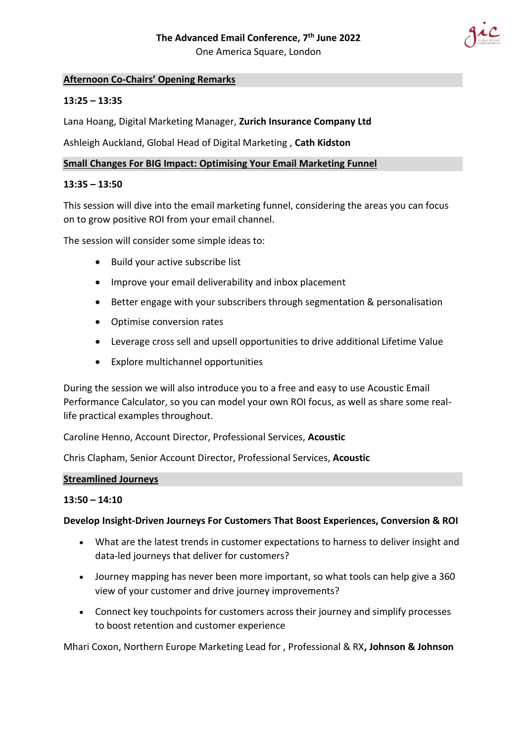## Afternoon Co-Chairs' Opening Remarks

**13:25 – 13:35**

Lana Hoang, Digital Marketing Manager, **Zurich Insurance Company Ltd**

Ashleigh Auckland, Global Head of Digital Marketing , **Cath Kidston**

## Small Changes For BIG Impact: Optimising Your Email Marketing Funnel

**13:35 – 13:50**

This session will dive into the email marketing funnel, considering the areas you can focus on to grow positive ROI from your email channel.

The session will consider some simple ideas to:

- Build your active subscribe list
- Improve your email deliverability and inbox placement
- Better engage with your subscribers through segmentation & personalisation
- Optimise conversion rates
- Leverage cross sell and upsell opportunities to drive additional Lifetime Value
- Explore multichannel opportunities

During the session we will also introduce you to a free and easy to use Acoustic Email Performance Calculator, so you can model your own ROI focus, as well as share some real-life practical examples throughout.

Caroline Henno, Account Director, Professional Services, **Acoustic**

Chris Clapham, Senior Account Director, Professional Services, **Acoustic**

## Streamlined Journeys

**13:50 – 14:10**

**Develop Insight-Driven Journeys For Customers That Boost Experiences, Conversion & ROI**

- What are the latest trends in customer expectations to harness to deliver insight and data-led journeys that deliver for customers?
- Journey mapping has never been more important, so what tools can help give a 360 view of your customer and drive journey improvements?
- Connect key touchpoints for customers across their journey and simplify processes to boost retention and customer experience

Mhari Coxon, Northern Europe Marketing Lead for , Professional & RX**, Johnson & Johnson**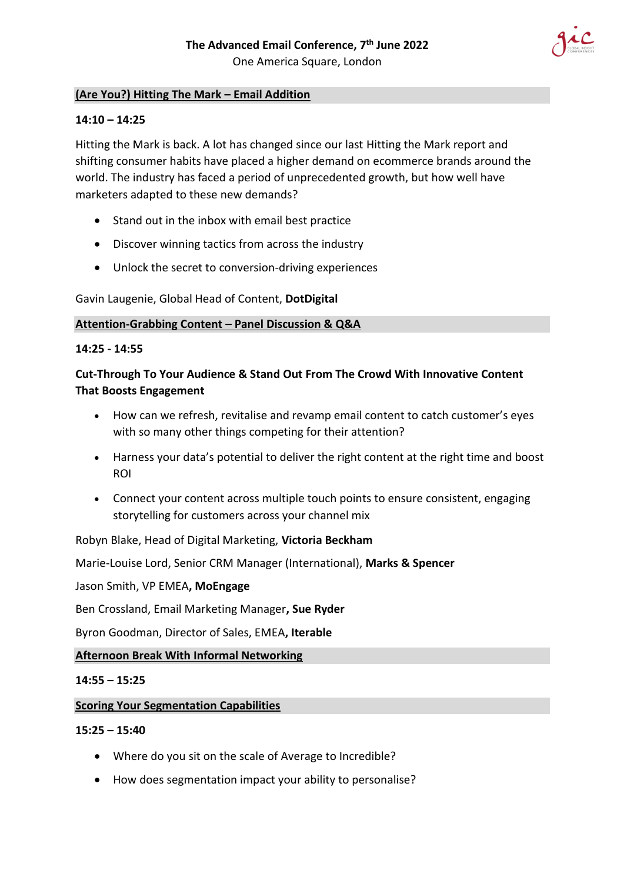## (Are You?) Hitting The Mark – Email Addition

**14:10 – 14:25**

Hitting the Mark is back. A lot has changed since our last Hitting the Mark report and shifting consumer habits have placed a higher demand on ecommerce brands around the world. The industry has faced a period of unprecedented growth, but how well have marketers adapted to these new demands?

- Stand out in the inbox with email best practice
- Discover winning tactics from across the industry
- Unlock the secret to conversion-driving experiences

Gavin Laugenie, Global Head of Content, **DotDigital**

## Attention-Grabbing Content – Panel Discussion & Q&A

**14:25 - 14:55**

**Cut-Through To Your Audience & Stand Out From The Crowd With Innovative Content That Boosts Engagement**

- How can we refresh, revitalise and revamp email content to catch customer's eyes with so many other things competing for their attention?
- Harness your data's potential to deliver the right content at the right time and boost ROI
- Connect your content across multiple touch points to ensure consistent, engaging storytelling for customers across your channel mix

Robyn Blake, Head of Digital Marketing, **Victoria Beckham**

Marie-Louise Lord, Senior CRM Manager (International), **Marks & Spencer**

Jason Smith, VP EMEA**, MoEngage**

Ben Crossland, Email Marketing Manager**, Sue Ryder**

Byron Goodman, Director of Sales, EMEA**, Iterable**

## Afternoon Break With Informal Networking

**14:55 – 15:25**

## Scoring Your Segmentation Capabilities

**15:25 – 15:40**

- Where do you sit on the scale of Average to Incredible?
- How does segmentation impact your ability to personalise?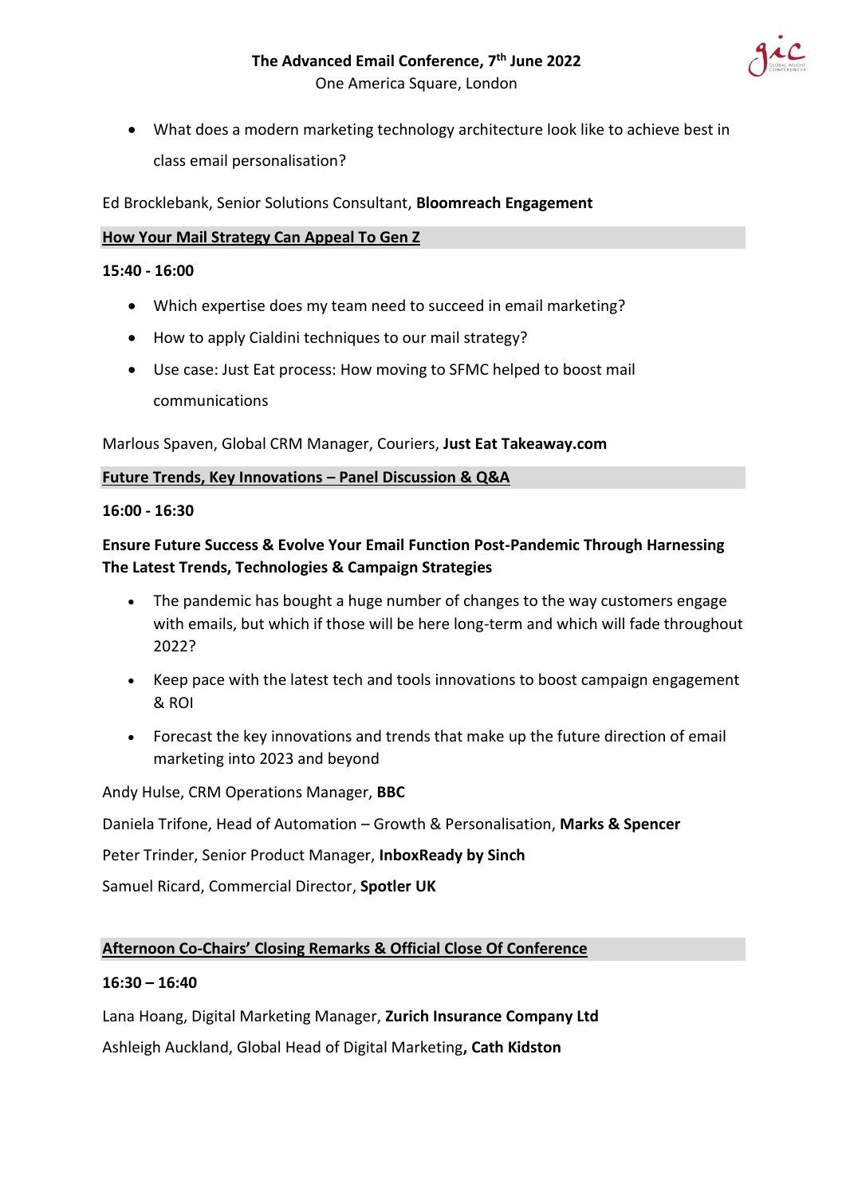- What does a modern marketing technology architecture look like to achieve best in class email personalisation?

Ed Brocklebank, Senior Solutions Consultant, **Bloomreach Engagement**

### How Your Mail Strategy Can Appeal To Gen Z

**15:40 - 16:00**

- Which expertise does my team need to succeed in email marketing?
- How to apply Cialdini techniques to our mail strategy?
- Use case: Just Eat process: How moving to SFMC helped to boost mail communications

Marlous Spaven, Global CRM Manager, Couriers, **Just Eat Takeaway.com**

### Future Trends, Key Innovations – Panel Discussion & Q&A

**16:00 - 16:30**

**Ensure Future Success & Evolve Your Email Function Post-Pandemic Through Harnessing The Latest Trends, Technologies & Campaign Strategies**

- The pandemic has bought a huge number of changes to the way customers engage with emails, but which if those will be here long-term and which will fade throughout 2022?
- Keep pace with the latest tech and tools innovations to boost campaign engagement & ROI
- Forecast the key innovations and trends that make up the future direction of email marketing into 2023 and beyond

Andy Hulse, CRM Operations Manager, **BBC**

Daniela Trifone, Head of Automation – Growth & Personalisation, **Marks & Spencer**

Peter Trinder, Senior Product Manager, **InboxReady by Sinch**

Samuel Ricard, Commercial Director, **Spotler UK**

### Afternoon Co-Chairs' Closing Remarks & Official Close Of Conference

**16:30 – 16:40**

Lana Hoang, Digital Marketing Manager, **Zurich Insurance Company Ltd**

Ashleigh Auckland, Global Head of Digital Marketing**, Cath Kidston**